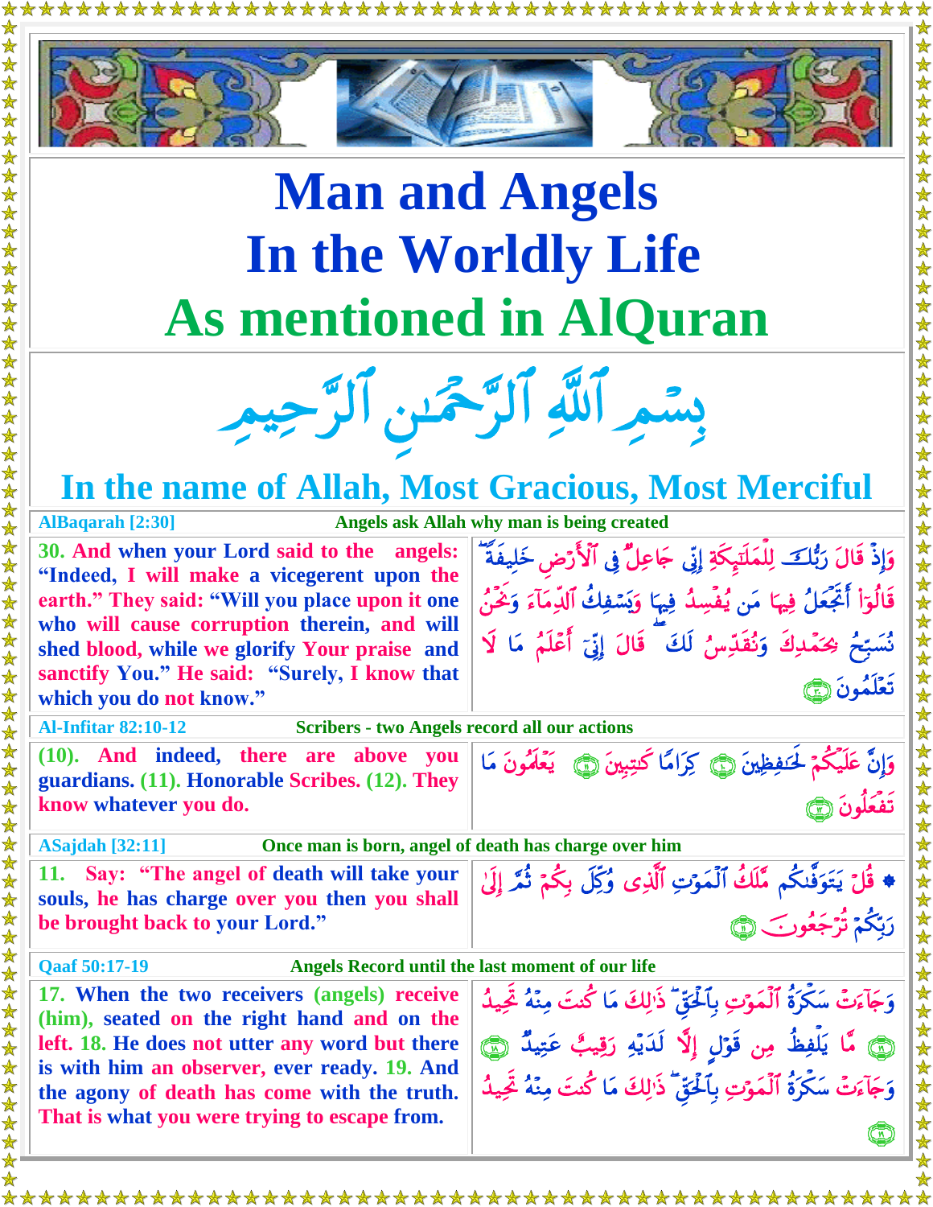# Man and Angels
# In the Worldly Life
# As mentioned in AlQuran

بِسۡمِ ٱللَّهِ ٱلرَّحۡمَٰنِ ٱلرَّحِيمِ

## In the name of Allah, Most Gracious, Most Merciful

**AlBaqarah [2:30]** — **Angels ask Allah why man is being created**

| | |
|---|---|
| **30. And when your Lord said to the angels: "Indeed, I will make a vicegerent upon the earth." They said: "Will you place upon it one who will cause corruption therein, and will shed blood, while we glorify Your praise and sanctify You." He said: "Surely, I know that which you do not know."** | وَإِذۡ قَالَ رَبُّكَ لِلۡمَلَٰٓئِكَةِ إِنِّي جَاعِلٞ فِي ٱلۡأَرۡضِ خَلِيفَةٗۖ قَالُوٓاْ أَتَجۡعَلُ فِيهَا مَن يُفۡسِدُ فِيهَا وَيَسۡفِكُ ٱلدِّمَآءَ وَنَحۡنُ نُسَبِّحُ بِحَمۡدِكَ وَنُقَدِّسُ لَكَۖ قَالَ إِنِّيٓ أَعۡلَمُ مَا لَا تَعۡلَمُونَ ٣٠ |

**Al-Infitar 82:10-12** — **Scribers - two Angels record all our actions**

| | |
|---|---|
| **(10). And indeed, there are above you guardians. (11). Honorable Scribes. (12). They know whatever you do.** | وَإِنَّ عَلَيۡكُمۡ لَحَٰفِظِينَ ١٠ كِرَامٗا كَٰتِبِينَ ١١ يَعۡلَمُونَ مَا تَفۡعَلُونَ ١٢ |

**ASajdah [32:11]** — **Once man is born, angel of death has charge over him**

| | |
|---|---|
| **11. Say: "The angel of death will take your souls, he has charge over you then you shall be brought back to your Lord."** | ۞ قُلۡ يَتَوَفَّىٰكُم مَّلَكُ ٱلۡمَوۡتِ ٱلَّذِي وُكِّلَ بِكُمۡ ثُمَّ إِلَىٰ رَبِّكُمۡ تُرۡجَعُونَ ١١ |

**Qaaf 50:17-19** — **Angels Record until the last moment of our life**

| | |
|---|---|
| **17. When the two receivers (angels) receive (him), seated on the right hand and on the left. 18. He does not utter any word but there is with him an observer, ever ready. 19. And the agony of death has come with the truth. That is what you were trying to escape from.** | وَجَآءَتۡ سَكۡرَةُ ٱلۡمَوۡتِ بِٱلۡحَقِّۖ ذَٰلِكَ مَا كُنتَ مِنۡهُ تَحِيدُ ١٩ مَّا يَلۡفِظُ مِن قَوۡلٍ إِلَّا لَدَيۡهِ رَقِيبٌ عَتِيدٞ ١٨ وَجَآءَتۡ سَكۡرَةُ ٱلۡمَوۡتِ بِٱلۡحَقِّۖ ذَٰلِكَ مَا كُنتَ مِنۡهُ تَحِيدُ ١٩ |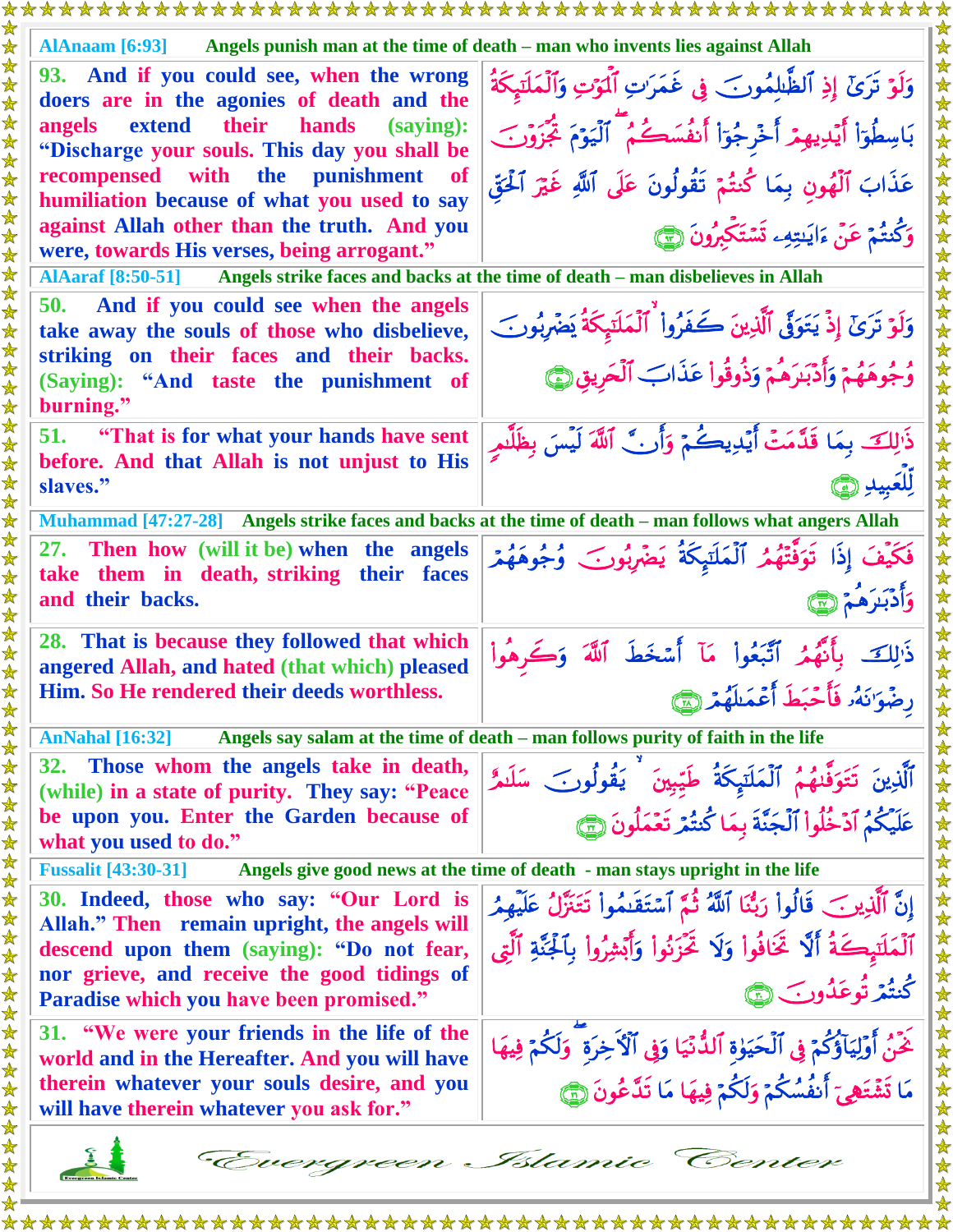**AlAnaam [6:93]** **Angels punish man at the time of death – man who invents lies against Allah**

| | |
|---|---|
| 93. And if you could see, when the wrong doers are in the agonies of death and the angels extend their hands (saying): "Discharge your souls. This day you shall be recompensed with the punishment of humiliation because of what you used to say against Allah other than the truth. And you were, towards His verses, being arrogant." | وَلَوْ تَرَىٰٓ إِذِ ٱلظَّٰلِمُونَ فِى غَمَرَٰتِ ٱلْمَوْتِ وَٱلْمَلَٰٓئِكَةُ بَاسِطُوٓا۟ أَيْدِيهِمْ أَخْرِجُوٓا۟ أَنفُسَكُمُ ۖ ٱلْيَوْمَ تُجْزَوْنَ عَذَابَ ٱلْهُونِ بِمَا كُنتُمْ تَقُولُونَ عَلَى ٱللَّهِ غَيْرَ ٱلْحَقِّ وَكُنتُمْ عَنْ ءَايَٰتِهِۦ تَسْتَكْبِرُونَ ﴿٩٣﴾ |

**AlAaraf [8:50-51]** **Angels strike faces and backs at the time of death – man disbelieves in Allah**

| | |
|---|---|
| 50. And if you could see when the angels take away the souls of those who disbelieve, striking on their faces and their backs. (Saying): "And taste the punishment of burning." | وَلَوْ تَرَىٰٓ إِذْ يَتَوَفَّى ٱلَّذِينَ كَفَرُوا۟ ۙ ٱلْمَلَٰٓئِكَةُ يَضْرِبُونَ وُجُوهَهُمْ وَأَدْبَٰرَهُمْ وَذُوقُوا۟ عَذَابَ ٱلْحَرِيقِ ﴿٥٠﴾ |
| 51. "That is for what your hands have sent before. And that Allah is not unjust to His slaves." | ذَٰلِكَ بِمَا قَدَّمَتْ أَيْدِيكُمْ وَأَنَّ ٱللَّهَ لَيْسَ بِظَلَّٰمٍ لِّلْعَبِيدِ ﴿٥١﴾ |

**Muhammad [47:27-28]** **Angels strike faces and backs at the time of death – man follows what angers Allah**

| | |
|---|---|
| 27. Then how (will it be) when the angels take them in death, striking their faces and their backs. | فَكَيْفَ إِذَا تَوَفَّتْهُمُ ٱلْمَلَٰٓئِكَةُ يَضْرِبُونَ وُجُوهَهُمْ وَأَدْبَٰرَهُمْ ﴿٢٧﴾ |
| 28. That is because they followed that which angered Allah, and hated (that which) pleased Him. So He rendered their deeds worthless. | ذَٰلِكَ بِأَنَّهُمُ ٱتَّبَعُوا۟ مَآ أَسْخَطَ ٱللَّهَ وَكَرِهُوا۟ رِضْوَٰنَهُۥ فَأَحْبَطَ أَعْمَٰلَهُمْ ﴿٢٨﴾ |

**AnNahal [16:32]** **Angels say salam at the time of death – man follows purity of faith in the life**

| | |
|---|---|
| 32. Those whom the angels take in death, (while) in a state of purity. They say: "Peace be upon you. Enter the Garden because of what you used to do." | ٱلَّذِينَ تَتَوَفَّىٰهُمُ ٱلْمَلَٰٓئِكَةُ طَيِّبِينَ ۙ يَقُولُونَ سَلَٰمٌ عَلَيْكُمُ ٱدْخُلُوا۟ ٱلْجَنَّةَ بِمَا كُنتُمْ تَعْمَلُونَ ﴿٣٢﴾ |

**Fussalit [43:30-31]** **Angels give good news at the time of death - man stays upright in the life**

| | |
|---|---|
| 30. Indeed, those who say: "Our Lord is Allah." Then remain upright, the angels will descend upon them (saying): "Do not fear, nor grieve, and receive the good tidings of Paradise which you have been promised." | إِنَّ ٱلَّذِينَ قَالُوا۟ رَبُّنَا ٱللَّهُ ثُمَّ ٱسْتَقَٰمُوا۟ تَتَنَزَّلُ عَلَيْهِمُ ٱلْمَلَٰٓئِكَةُ أَلَّا تَخَافُوا۟ وَلَا تَحْزَنُوا۟ وَأَبْشِرُوا۟ بِٱلْجَنَّةِ ٱلَّتِى كُنتُمْ تُوعَدُونَ ﴿٣٠﴾ |
| 31. "We were your friends in the life of the world and in the Hereafter. And you will have therein whatever your souls desire, and you will have therein whatever you ask for." | نَحْنُ أَوْلِيَآؤُكُمْ فِى ٱلْحَيَوٰةِ ٱلدُّنْيَا وَفِى ٱلْءَاخِرَةِ ۖ وَلَكُمْ فِيهَا مَا تَشْتَهِىٓ أَنفُسُكُمْ وَلَكُمْ فِيهَا مَا تَدَّعُونَ ﴿٣١﴾ |

Evergreen Islamic Center